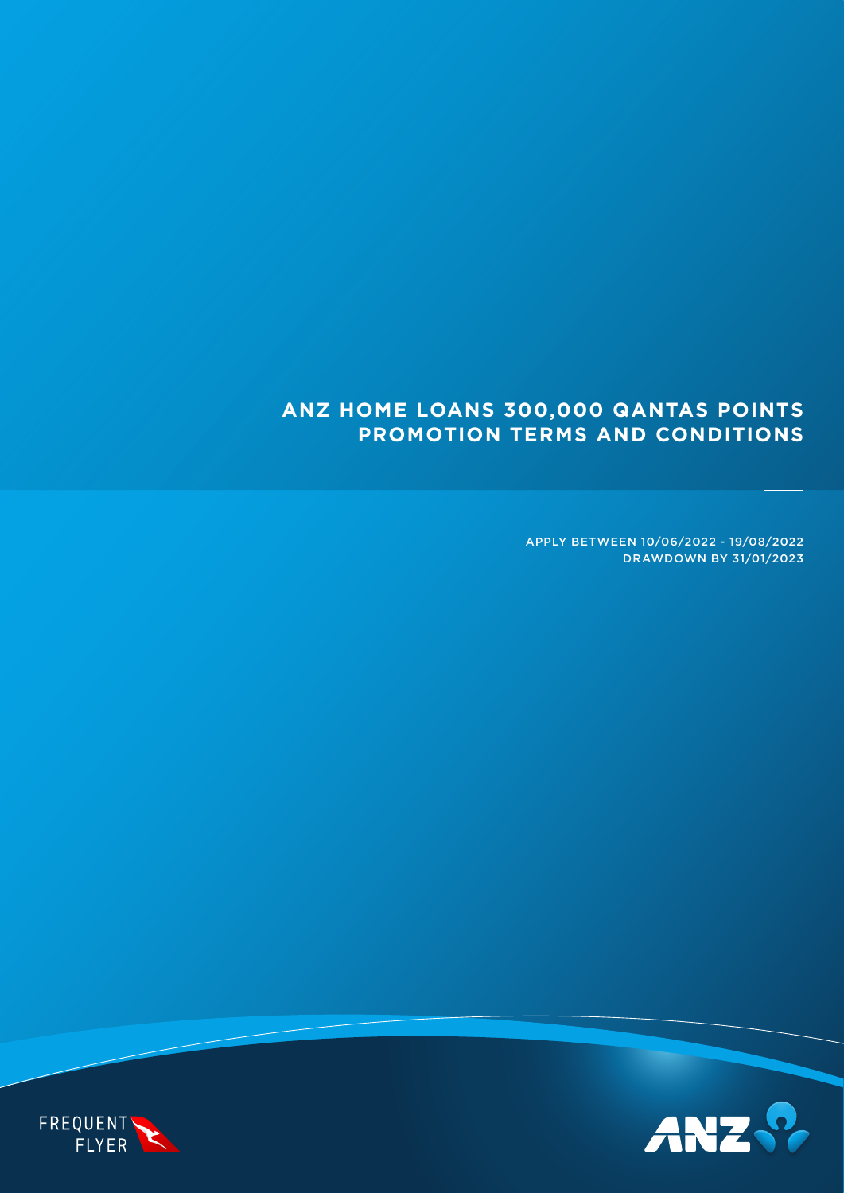# ANZ HOME LOANS 300,000 QANTAS POINTS PROMOTION TERMS AND CONDITIONS

APPLY BETWEEN 10/06/2022 - 19/08/2022
DRAWDOWN BY 31/01/2023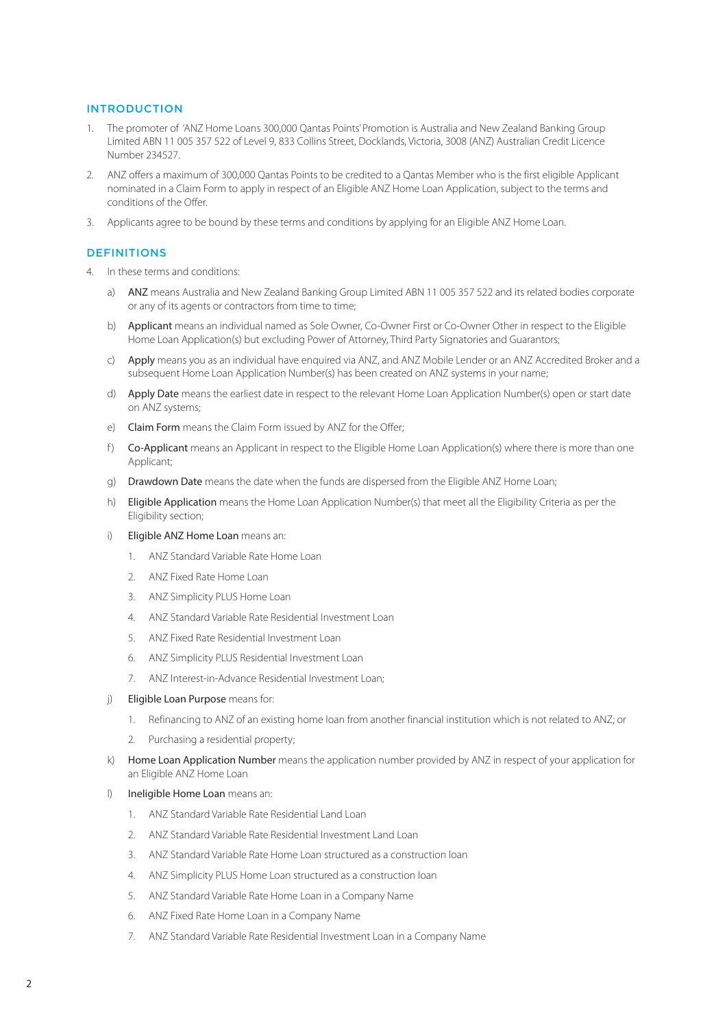## INTRODUCTION

1. The promoter of 'ANZ Home Loans 300,000 Qantas Points' Promotion is Australia and New Zealand Banking Group Limited ABN 11 005 357 522 of Level 9, 833 Collins Street, Docklands, Victoria, 3008 (ANZ) Australian Credit Licence Number 234527.
2. ANZ offers a maximum of 300,000 Qantas Points to be credited to a Qantas Member who is the first eligible Applicant nominated in a Claim Form to apply in respect of an Eligible ANZ Home Loan Application, subject to the terms and conditions of the Offer.
3. Applicants agree to be bound by these terms and conditions by applying for an Eligible ANZ Home Loan.

## DEFINITIONS

4. In these terms and conditions:
   a) **ANZ** means Australia and New Zealand Banking Group Limited ABN 11 005 357 522 and its related bodies corporate or any of its agents or contractors from time to time;
   b) **Applicant** means an individual named as Sole Owner, Co-Owner First or Co-Owner Other in respect to the Eligible Home Loan Application(s) but excluding Power of Attorney, Third Party Signatories and Guarantors;
   c) **Apply** means you as an individual have enquired via ANZ, and ANZ Mobile Lender or an ANZ Accredited Broker and a subsequent Home Loan Application Number(s) has been created on ANZ systems in your name;
   d) **Apply Date** means the earliest date in respect to the relevant Home Loan Application Number(s) open or start date on ANZ systems;
   e) **Claim Form** means the Claim Form issued by ANZ for the Offer;
   f) **Co-Applicant** means an Applicant in respect to the Eligible Home Loan Application(s) where there is more than one Applicant;
   g) **Drawdown Date** means the date when the funds are dispersed from the Eligible ANZ Home Loan;
   h) **Eligible Application** means the Home Loan Application Number(s) that meet all the Eligibility Criteria as per the Eligibility section;
   i) **Eligible ANZ Home Loan** means an:
      1. ANZ Standard Variable Rate Home Loan
      2. ANZ Fixed Rate Home Loan
      3. ANZ Simplicity PLUS Home Loan
      4. ANZ Standard Variable Rate Residential Investment Loan
      5. ANZ Fixed Rate Residential Investment Loan
      6. ANZ Simplicity PLUS Residential Investment Loan
      7. ANZ Interest-in-Advance Residential Investment Loan;
   j) **Eligible Loan Purpose** means for:
      1. Refinancing to ANZ of an existing home loan from another financial institution which is not related to ANZ; or
      2. Purchasing a residential property;
   k) **Home Loan Application Number** means the application number provided by ANZ in respect of your application for an Eligible ANZ Home Loan
   l) **Ineligible Home Loan** means an:
      1. ANZ Standard Variable Rate Residential Land Loan
      2. ANZ Standard Variable Rate Residential Investment Land Loan
      3. ANZ Standard Variable Rate Home Loan structured as a construction loan
      4. ANZ Simplicity PLUS Home Loan structured as a construction loan
      5. ANZ Standard Variable Rate Home Loan in a Company Name
      6. ANZ Fixed Rate Home Loan in a Company Name
      7. ANZ Standard Variable Rate Residential Investment Loan in a Company Name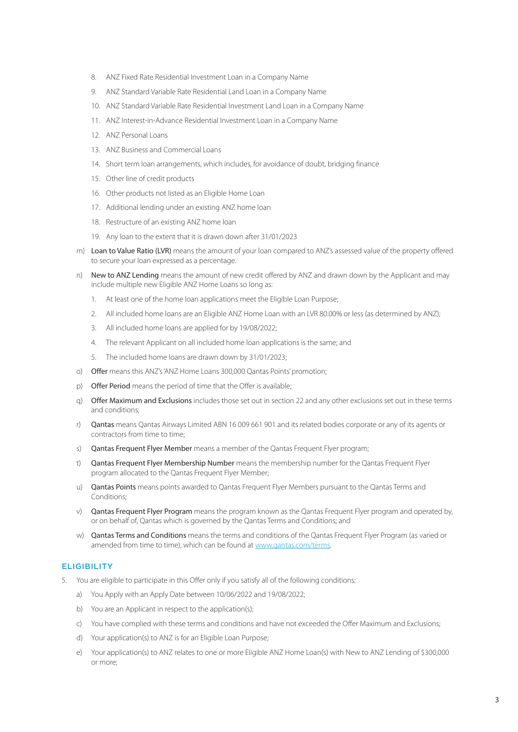8. ANZ Fixed Rate Residential Investment Loan in a Company Name
9. ANZ Standard Variable Rate Residential Land Loan in a Company Name
10. ANZ Standard Variable Rate Residential Investment Land Loan in a Company Name
11. ANZ Interest-in-Advance Residential Investment Loan in a Company Name
12. ANZ Personal Loans
13. ANZ Business and Commercial Loans
14. Short term loan arrangements, which includes, for avoidance of doubt, bridging finance
15. Other line of credit products
16. Other products not listed as an Eligible Home Loan
17. Additional lending under an existing ANZ home loan
18. Restructure of an existing ANZ home loan
19. Any loan to the extent that it is drawn down after 31/01/2023

m) **Loan to Value Ratio (LVR)** means the amount of your loan compared to ANZ's assessed value of the property offered to secure your loan expressed as a percentage.

n) **New to ANZ Lending** means the amount of new credit offered by ANZ and drawn down by the Applicant and may include multiple new Eligible ANZ Home Loans so long as:

1. At least one of the home loan applications meet the Eligible Loan Purpose;
2. All included home loans are an Eligible ANZ Home Loan with an LVR 80.00% or less (as determined by ANZ);
3. All included home loans are applied for by 19/08/2022;
4. The relevant Applicant on all included home loan applications is the same; and
5. The included home loans are drawn down by 31/01/2023;

o) **Offer** means this ANZ's 'ANZ Home Loans 300,000 Qantas Points' promotion;

p) **Offer Period** means the period of time that the Offer is available;

q) **Offer Maximum and Exclusions** includes those set out in section 22 and any other exclusions set out in these terms and conditions;

r) **Qantas** means Qantas Airways Limited ABN 16 009 661 901 and its related bodies corporate or any of its agents or contractors from time to time;

s) **Qantas Frequent Flyer Member** means a member of the Qantas Frequent Flyer program;

t) **Qantas Frequent Flyer Membership Number** means the membership number for the Qantas Frequent Flyer program allocated to the Qantas Frequent Flyer Member;

u) **Qantas Points** means points awarded to Qantas Frequent Flyer Members pursuant to the Qantas Terms and Conditions;

v) **Qantas Frequent Flyer Program** means the program known as the Qantas Frequent Flyer program and operated by, or on behalf of, Qantas which is governed by the Qantas Terms and Conditions; and

w) **Qantas Terms and Conditions** means the terms and conditions of the Qantas Frequent Flyer Program (as varied or amended from time to time), which can be found at www.qantas.com/terms.

## ELIGIBILITY

5. You are eligible to participate in this Offer only if you satisfy all of the following conditions:

a) You Apply with an Apply Date between 10/06/2022 and 19/08/2022;

b) You are an Applicant in respect to the application(s);

c) You have complied with these terms and conditions and have not exceeded the Offer Maximum and Exclusions;

d) Your application(s) to ANZ is for an Eligible Loan Purpose;

e) Your application(s) to ANZ relates to one or more Eligible ANZ Home Loan(s) with New to ANZ Lending of $300,000 or more;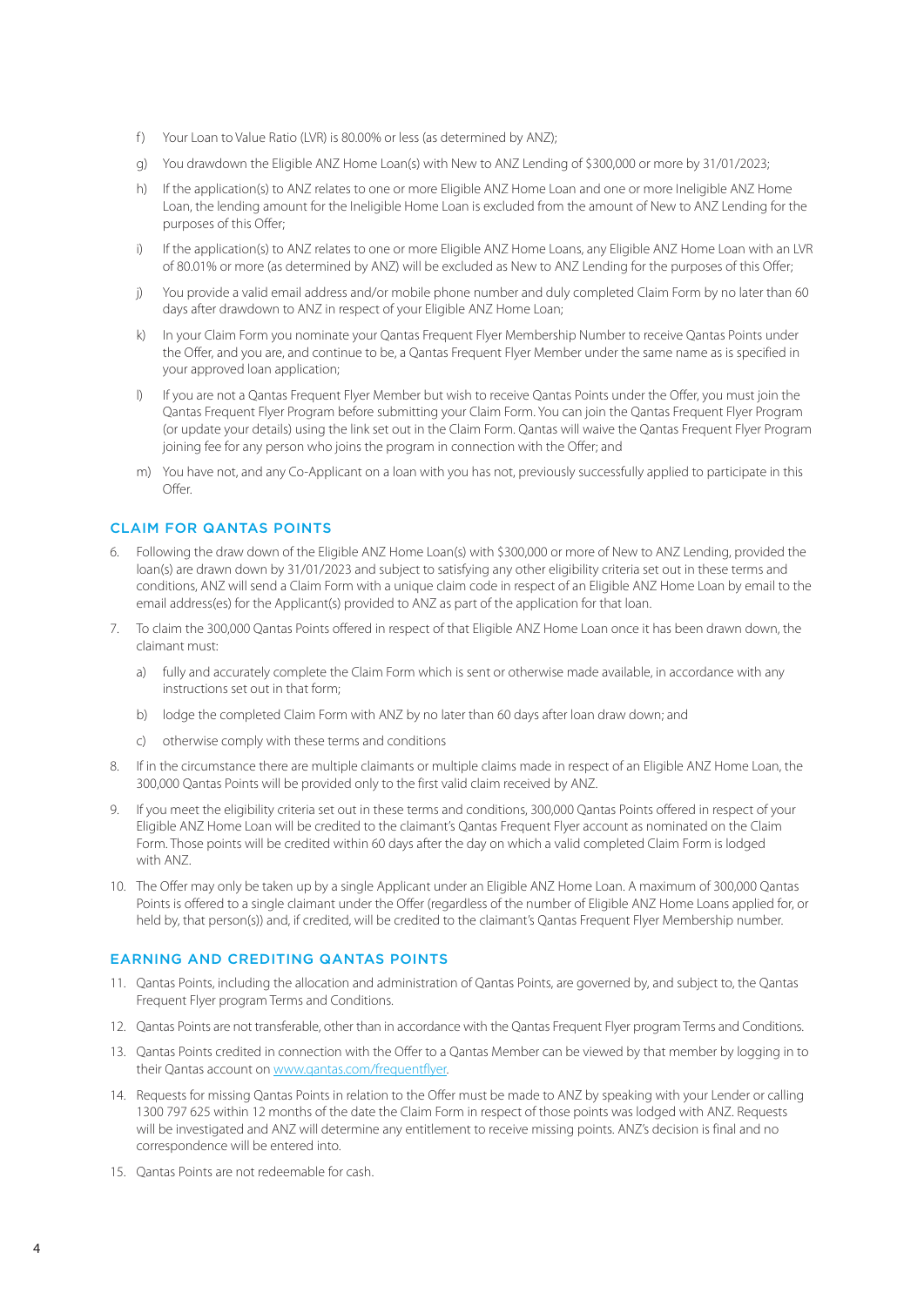f) Your Loan to Value Ratio (LVR) is 80.00% or less (as determined by ANZ);

g) You drawdown the Eligible ANZ Home Loan(s) with New to ANZ Lending of $300,000 or more by 31/01/2023;

h) If the application(s) to ANZ relates to one or more Eligible ANZ Home Loan and one or more Ineligible ANZ Home Loan, the lending amount for the Ineligible Home Loan is excluded from the amount of New to ANZ Lending for the purposes of this Offer;

i) If the application(s) to ANZ relates to one or more Eligible ANZ Home Loans, any Eligible ANZ Home Loan with an LVR of 80.01% or more (as determined by ANZ) will be excluded as New to ANZ Lending for the purposes of this Offer;

j) You provide a valid email address and/or mobile phone number and duly completed Claim Form by no later than 60 days after drawdown to ANZ in respect of your Eligible ANZ Home Loan;

k) In your Claim Form you nominate your Qantas Frequent Flyer Membership Number to receive Qantas Points under the Offer, and you are, and continue to be, a Qantas Frequent Flyer Member under the same name as is specified in your approved loan application;

l) If you are not a Qantas Frequent Flyer Member but wish to receive Qantas Points under the Offer, you must join the Qantas Frequent Flyer Program before submitting your Claim Form. You can join the Qantas Frequent Flyer Program (or update your details) using the link set out in the Claim Form. Qantas will waive the Qantas Frequent Flyer Program joining fee for any person who joins the program in connection with the Offer; and

m) You have not, and any Co-Applicant on a loan with you has not, previously successfully applied to participate in this Offer.

## CLAIM FOR QANTAS POINTS

6. Following the draw down of the Eligible ANZ Home Loan(s) with $300,000 or more of New to ANZ Lending, provided the loan(s) are drawn down by 31/01/2023 and subject to satisfying any other eligibility criteria set out in these terms and conditions, ANZ will send a Claim Form with a unique claim code in respect of an Eligible ANZ Home Loan by email to the email address(es) for the Applicant(s) provided to ANZ as part of the application for that loan.

7. To claim the 300,000 Qantas Points offered in respect of that Eligible ANZ Home Loan once it has been drawn down, the claimant must:

   a) fully and accurately complete the Claim Form which is sent or otherwise made available, in accordance with any instructions set out in that form;

   b) lodge the completed Claim Form with ANZ by no later than 60 days after loan draw down; and

   c) otherwise comply with these terms and conditions

8. If in the circumstance there are multiple claimants or multiple claims made in respect of an Eligible ANZ Home Loan, the 300,000 Qantas Points will be provided only to the first valid claim received by ANZ.

9. If you meet the eligibility criteria set out in these terms and conditions, 300,000 Qantas Points offered in respect of your Eligible ANZ Home Loan will be credited to the claimant's Qantas Frequent Flyer account as nominated on the Claim Form. Those points will be credited within 60 days after the day on which a valid completed Claim Form is lodged with ANZ.

10. The Offer may only be taken up by a single Applicant under an Eligible ANZ Home Loan. A maximum of 300,000 Qantas Points is offered to a single claimant under the Offer (regardless of the number of Eligible ANZ Home Loans applied for, or held by, that person(s)) and, if credited, will be credited to the claimant's Qantas Frequent Flyer Membership number.

## EARNING AND CREDITING QANTAS POINTS

11. Qantas Points, including the allocation and administration of Qantas Points, are governed by, and subject to, the Qantas Frequent Flyer program Terms and Conditions.

12. Qantas Points are not transferable, other than in accordance with the Qantas Frequent Flyer program Terms and Conditions.

13. Qantas Points credited in connection with the Offer to a Qantas Member can be viewed by that member by logging in to their Qantas account on www.qantas.com/frequentflyer.

14. Requests for missing Qantas Points in relation to the Offer must be made to ANZ by speaking with your Lender or calling 1300 797 625 within 12 months of the date the Claim Form in respect of those points was lodged with ANZ. Requests will be investigated and ANZ will determine any entitlement to receive missing points. ANZ's decision is final and no correspondence will be entered into.

15. Qantas Points are not redeemable for cash.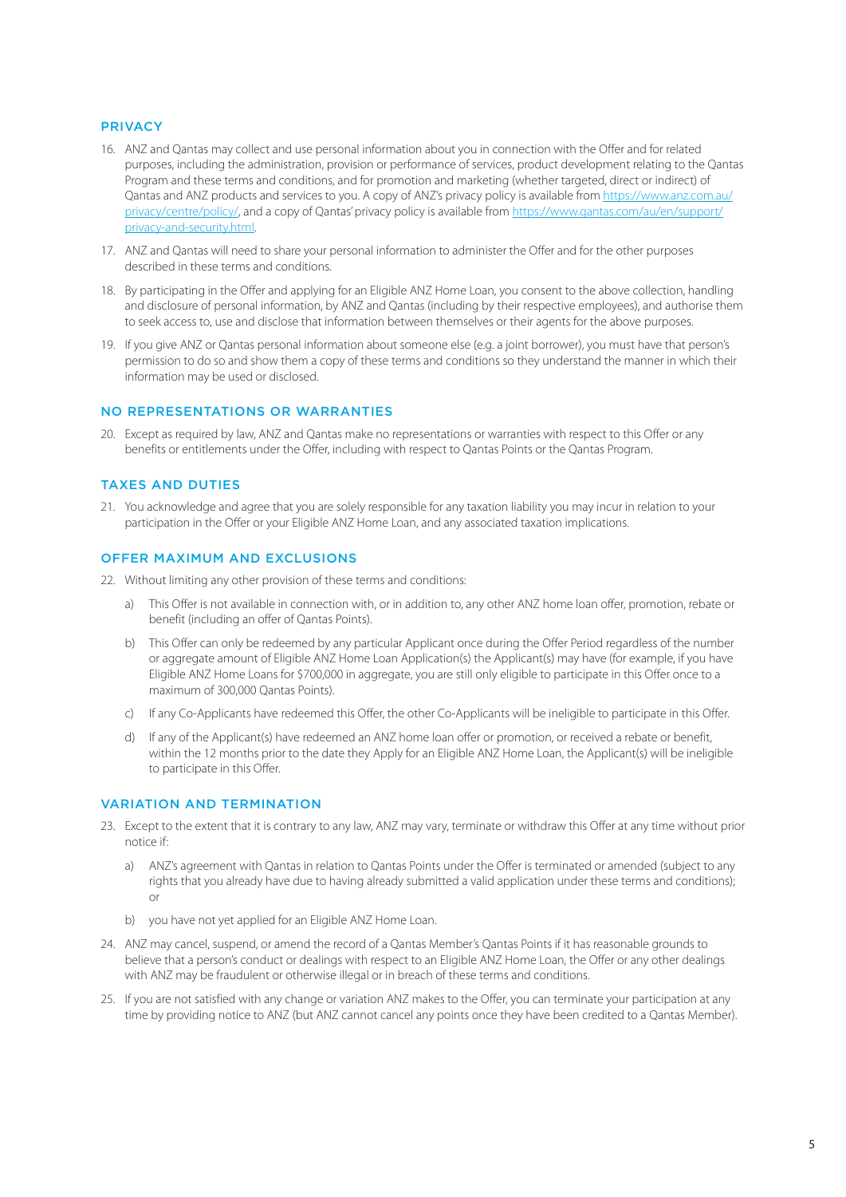## PRIVACY

16. ANZ and Qantas may collect and use personal information about you in connection with the Offer and for related purposes, including the administration, provision or performance of services, product development relating to the Qantas Program and these terms and conditions, and for promotion and marketing (whether targeted, direct or indirect) of Qantas and ANZ products and services to you. A copy of ANZ's privacy policy is available from https://www.anz.com.au/privacy/centre/policy/, and a copy of Qantas' privacy policy is available from https://www.qantas.com/au/en/support/privacy-and-security.html.
17. ANZ and Qantas will need to share your personal information to administer the Offer and for the other purposes described in these terms and conditions.
18. By participating in the Offer and applying for an Eligible ANZ Home Loan, you consent to the above collection, handling and disclosure of personal information, by ANZ and Qantas (including by their respective employees), and authorise them to seek access to, use and disclose that information between themselves or their agents for the above purposes.
19. If you give ANZ or Qantas personal information about someone else (e.g. a joint borrower), you must have that person's permission to do so and show them a copy of these terms and conditions so they understand the manner in which their information may be used or disclosed.

## NO REPRESENTATIONS OR WARRANTIES

20. Except as required by law, ANZ and Qantas make no representations or warranties with respect to this Offer or any benefits or entitlements under the Offer, including with respect to Qantas Points or the Qantas Program.

## TAXES AND DUTIES

21. You acknowledge and agree that you are solely responsible for any taxation liability you may incur in relation to your participation in the Offer or your Eligible ANZ Home Loan, and any associated taxation implications.

## OFFER MAXIMUM AND EXCLUSIONS

22. Without limiting any other provision of these terms and conditions:
    a) This Offer is not available in connection with, or in addition to, any other ANZ home loan offer, promotion, rebate or benefit (including an offer of Qantas Points).
    b) This Offer can only be redeemed by any particular Applicant once during the Offer Period regardless of the number or aggregate amount of Eligible ANZ Home Loan Application(s) the Applicant(s) may have (for example, if you have Eligible ANZ Home Loans for $700,000 in aggregate, you are still only eligible to participate in this Offer once to a maximum of 300,000 Qantas Points).
    c) If any Co-Applicants have redeemed this Offer, the other Co-Applicants will be ineligible to participate in this Offer.
    d) If any of the Applicant(s) have redeemed an ANZ home loan offer or promotion, or received a rebate or benefit, within the 12 months prior to the date they Apply for an Eligible ANZ Home Loan, the Applicant(s) will be ineligible to participate in this Offer.

## VARIATION AND TERMINATION

23. Except to the extent that it is contrary to any law, ANZ may vary, terminate or withdraw this Offer at any time without prior notice if:
    a) ANZ's agreement with Qantas in relation to Qantas Points under the Offer is terminated or amended (subject to any rights that you already have due to having already submitted a valid application under these terms and conditions); or
    b) you have not yet applied for an Eligible ANZ Home Loan.
24. ANZ may cancel, suspend, or amend the record of a Qantas Member's Qantas Points if it has reasonable grounds to believe that a person's conduct or dealings with respect to an Eligible ANZ Home Loan, the Offer or any other dealings with ANZ may be fraudulent or otherwise illegal or in breach of these terms and conditions.
25. If you are not satisfied with any change or variation ANZ makes to the Offer, you can terminate your participation at any time by providing notice to ANZ (but ANZ cannot cancel any points once they have been credited to a Qantas Member).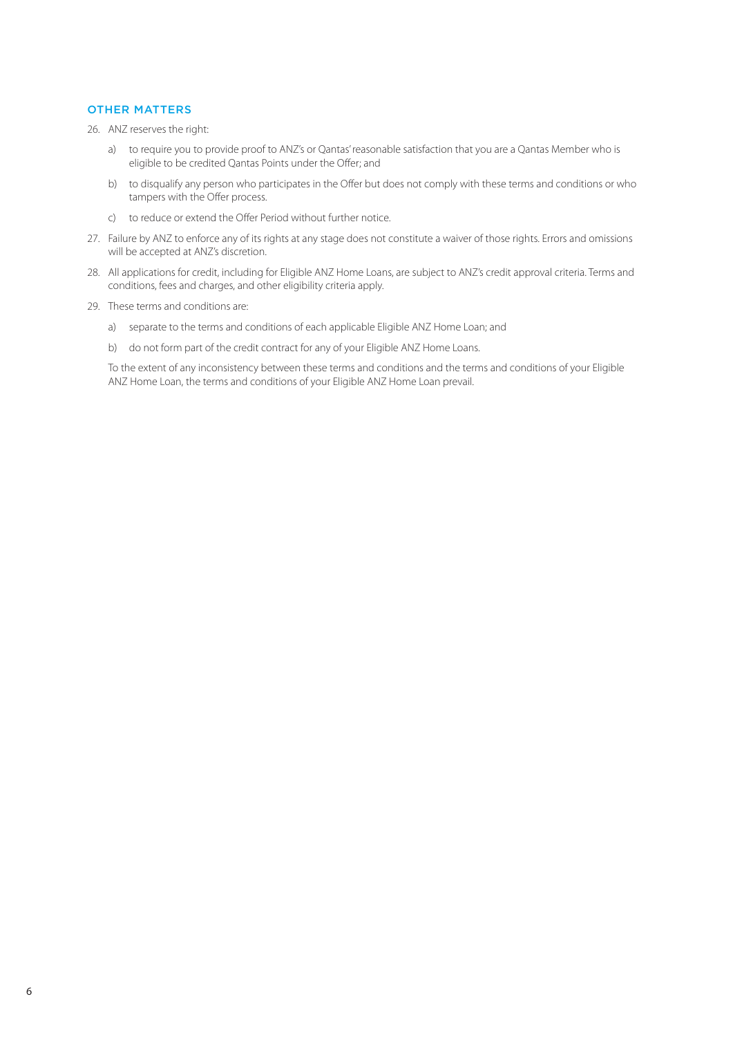## OTHER MATTERS

26. ANZ reserves the right:

    a) to require you to provide proof to ANZ's or Qantas' reasonable satisfaction that you are a Qantas Member who is eligible to be credited Qantas Points under the Offer; and

    b) to disqualify any person who participates in the Offer but does not comply with these terms and conditions or who tampers with the Offer process.

    c) to reduce or extend the Offer Period without further notice.

27. Failure by ANZ to enforce any of its rights at any stage does not constitute a waiver of those rights. Errors and omissions will be accepted at ANZ's discretion.

28. All applications for credit, including for Eligible ANZ Home Loans, are subject to ANZ's credit approval criteria. Terms and conditions, fees and charges, and other eligibility criteria apply.

29. These terms and conditions are:

    a) separate to the terms and conditions of each applicable Eligible ANZ Home Loan; and

    b) do not form part of the credit contract for any of your Eligible ANZ Home Loans.

    To the extent of any inconsistency between these terms and conditions and the terms and conditions of your Eligible ANZ Home Loan, the terms and conditions of your Eligible ANZ Home Loan prevail.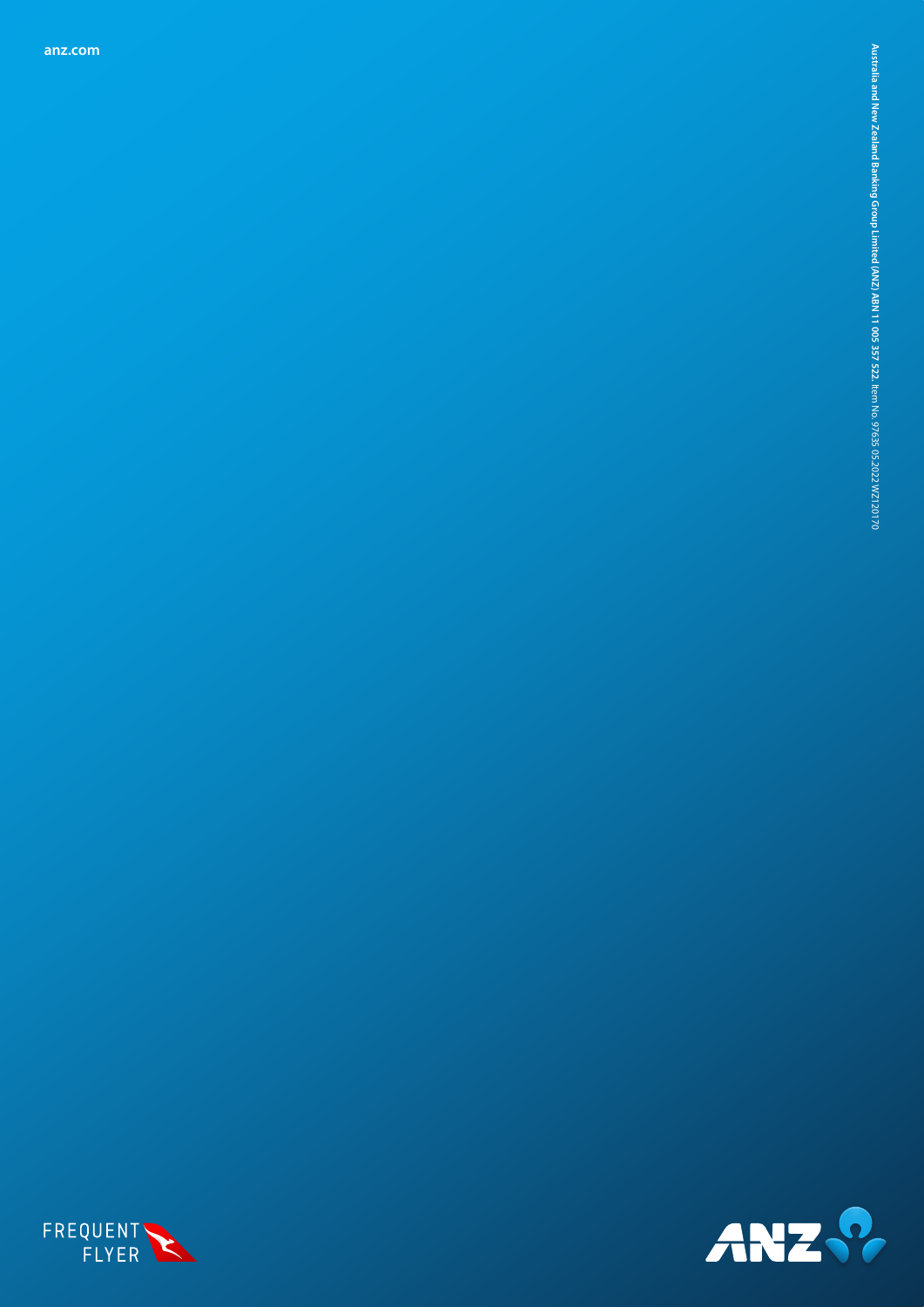anz.com

Australia and New Zealand Banking Group Limited (ANZ) ABN 11 005 357 522. Item No. 97635 05.2022 W212017O

FREQUENT FLYER

ANZ